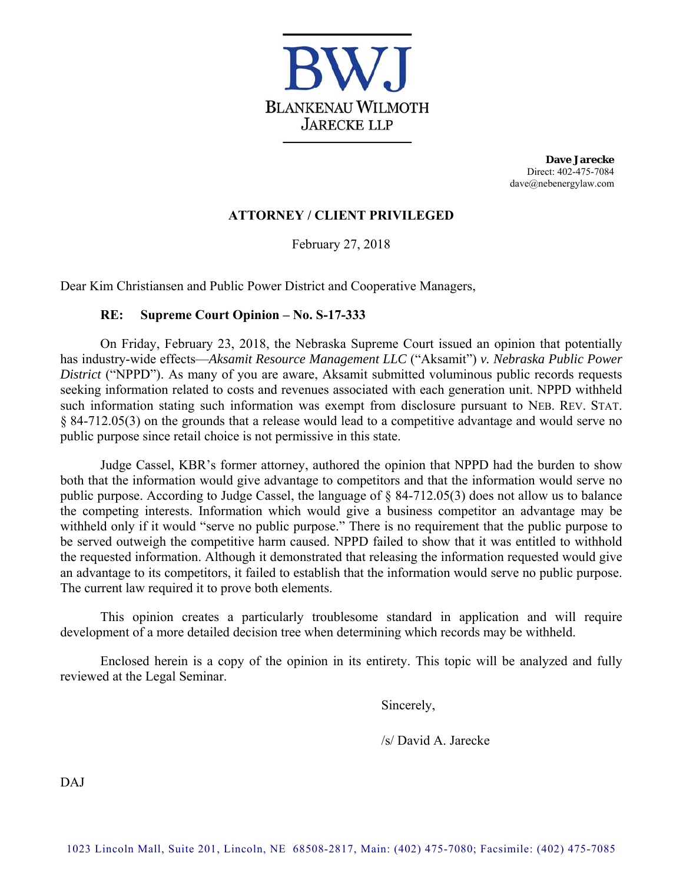**BWJ**

**BLANKENAU WILMOTH JARECKE LLP**

**Dave Jarecke**
Direct: 402-475-7084
dave@nebenergylaw.com

**ATTORNEY / CLIENT PRIVILEGED**

February 27, 2018

Dear Kim Christiansen and Public Power District and Cooperative Managers,

**RE: Supreme Court Opinion – No. S-17-333**

On Friday, February 23, 2018, the Nebraska Supreme Court issued an opinion that potentially has industry-wide effects—*Aksamit Resource Management LLC* ("Aksamit") *v. Nebraska Public Power District* ("NPPD"). As many of you are aware, Aksamit submitted voluminous public records requests seeking information related to costs and revenues associated with each generation unit. NPPD withheld such information stating such information was exempt from disclosure pursuant to NEB. REV. STAT. § 84-712.05(3) on the grounds that a release would lead to a competitive advantage and would serve no public purpose since retail choice is not permissive in this state.

Judge Cassel, KBR's former attorney, authored the opinion that NPPD had the burden to show both that the information would give advantage to competitors and that the information would serve no public purpose. According to Judge Cassel, the language of § 84-712.05(3) does not allow us to balance the competing interests. Information which would give a business competitor an advantage may be withheld only if it would "serve no public purpose." There is no requirement that the public purpose to be served outweigh the competitive harm caused. NPPD failed to show that it was entitled to withhold the requested information. Although it demonstrated that releasing the information requested would give an advantage to its competitors, it failed to establish that the information would serve no public purpose. The current law required it to prove both elements.

This opinion creates a particularly troublesome standard in application and will require development of a more detailed decision tree when determining which records may be withheld.

Enclosed herein is a copy of the opinion in its entirety. This topic will be analyzed and fully reviewed at the Legal Seminar.

Sincerely,

/s/ David A. Jarecke

DAJ

1023 Lincoln Mall, Suite 201, Lincoln, NE 68508-2817, Main: (402) 475-7080; Facsimile: (402) 475-7085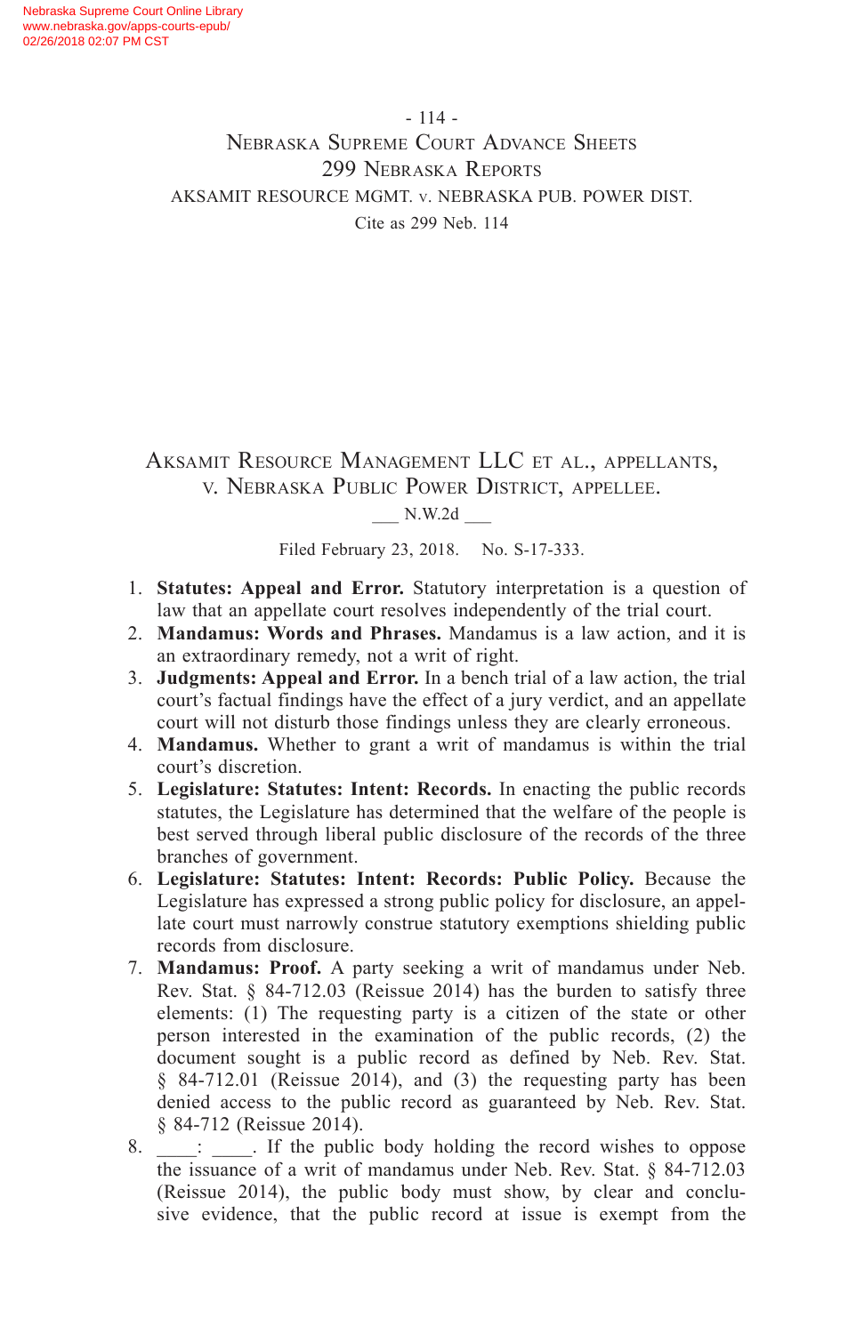# Aksamit Resource Management LLC et al., appellants, v. Nebraska Public Power District, appellee.

___ N.W.2d ___

Filed February 23, 2018. No. S-17-333.

1. **Statutes: Appeal and Error.** Statutory interpretation is a question of law that an appellate court resolves independently of the trial court.
2. **Mandamus: Words and Phrases.** Mandamus is a law action, and it is an extraordinary remedy, not a writ of right.
3. **Judgments: Appeal and Error.** In a bench trial of a law action, the trial court's factual findings have the effect of a jury verdict, and an appellate court will not disturb those findings unless they are clearly erroneous.
4. **Mandamus.** Whether to grant a writ of mandamus is within the trial court's discretion.
5. **Legislature: Statutes: Intent: Records.** In enacting the public records statutes, the Legislature has determined that the welfare of the people is best served through liberal public disclosure of the records of the three branches of government.
6. **Legislature: Statutes: Intent: Records: Public Policy.** Because the Legislature has expressed a strong public policy for disclosure, an appellate court must narrowly construe statutory exemptions shielding public records from disclosure.
7. **Mandamus: Proof.** A party seeking a writ of mandamus under Neb. Rev. Stat. § 84-712.03 (Reissue 2014) has the burden to satisfy three elements: (1) The requesting party is a citizen of the state or other person interested in the examination of the public records, (2) the document sought is a public record as defined by Neb. Rev. Stat. § 84-712.01 (Reissue 2014), and (3) the requesting party has been denied access to the public record as guaranteed by Neb. Rev. Stat. § 84-712 (Reissue 2014).
8. ____: ____. If the public body holding the record wishes to oppose the issuance of a writ of mandamus under Neb. Rev. Stat. § 84-712.03 (Reissue 2014), the public body must show, by clear and conclusive evidence, that the public record at issue is exempt from the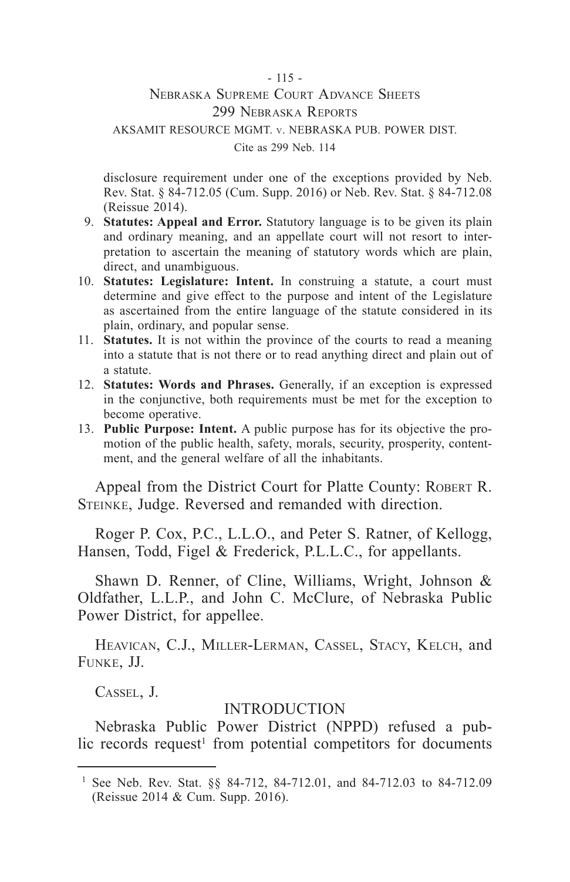disclosure requirement under one of the exceptions provided by Neb. Rev. Stat. § 84-712.05 (Cum. Supp. 2016) or Neb. Rev. Stat. § 84-712.08 (Reissue 2014).

9. **Statutes: Appeal and Error.** Statutory language is to be given its plain and ordinary meaning, and an appellate court will not resort to interpretation to ascertain the meaning of statutory words which are plain, direct, and unambiguous.
10. **Statutes: Legislature: Intent.** In construing a statute, a court must determine and give effect to the purpose and intent of the Legislature as ascertained from the entire language of the statute considered in its plain, ordinary, and popular sense.
11. **Statutes.** It is not within the province of the courts to read a meaning into a statute that is not there or to read anything direct and plain out of a statute.
12. **Statutes: Words and Phrases.** Generally, if an exception is expressed in the conjunctive, both requirements must be met for the exception to become operative.
13. **Public Purpose: Intent.** A public purpose has for its objective the promotion of the public health, safety, morals, security, prosperity, contentment, and the general welfare of all the inhabitants.

Appeal from the District Court for Platte County: Robert R. Steinke, Judge. Reversed and remanded with direction.

Roger P. Cox, P.C., L.L.O., and Peter S. Ratner, of Kellogg, Hansen, Todd, Figel & Frederick, P.L.L.C., for appellants.

Shawn D. Renner, of Cline, Williams, Wright, Johnson & Oldfather, L.L.P., and John C. McClure, of Nebraska Public Power District, for appellee.

Heavican, C.J., Miller-Lerman, Cassel, Stacy, Kelch, and Funke, JJ.

Cassel, J.

## INTRODUCTION

Nebraska Public Power District (NPPD) refused a public records request[1] from potential competitors for documents

[1] See Neb. Rev. Stat. §§ 84-712, 84-712.01, and 84-712.03 to 84-712.09 (Reissue 2014 & Cum. Supp. 2016).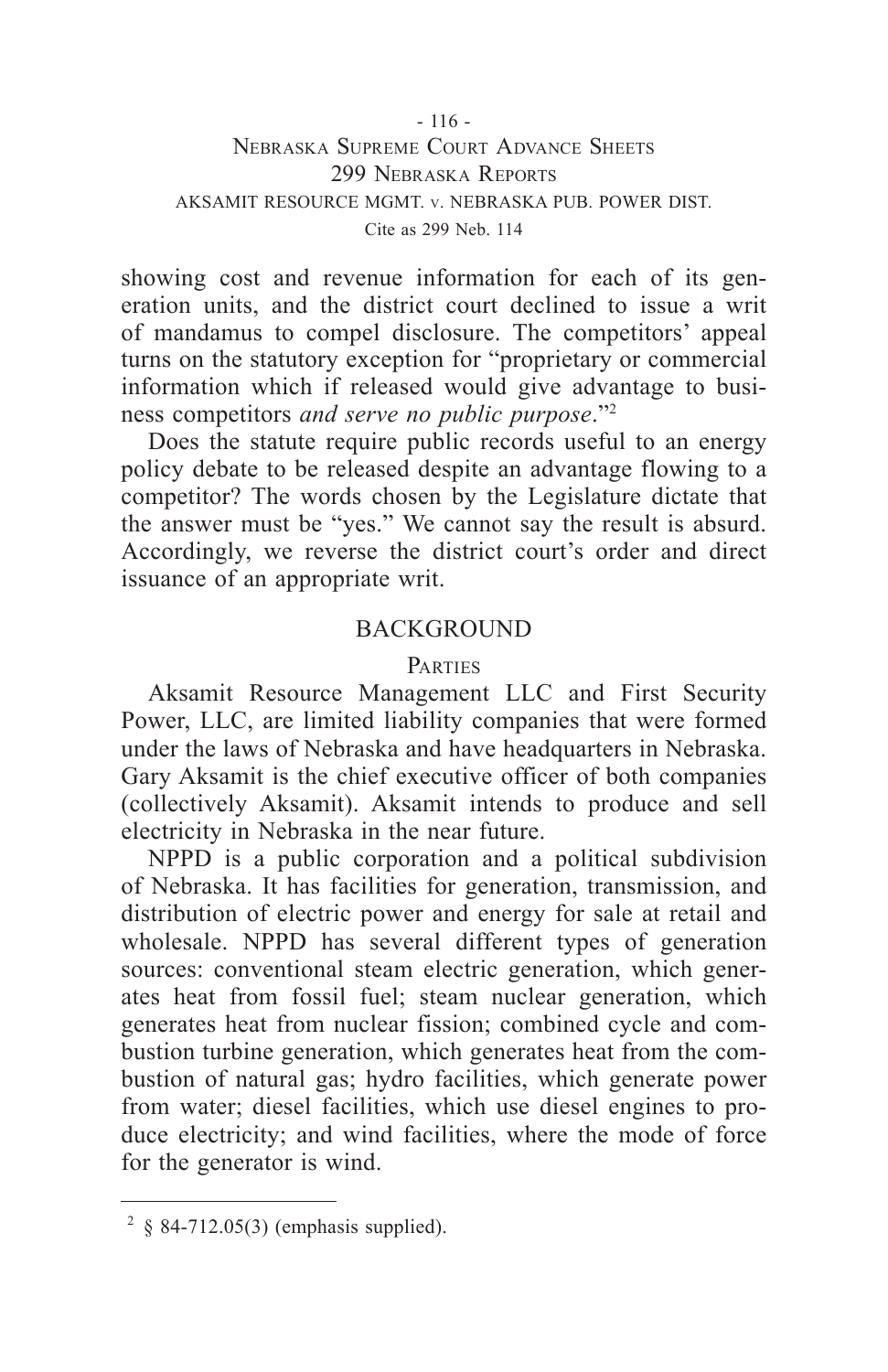showing cost and revenue information for each of its generation units, and the district court declined to issue a writ of mandamus to compel disclosure. The competitors' appeal turns on the statutory exception for "proprietary or commercial information which if released would give advantage to business competitors *and serve no public purpose*."[2]

Does the statute require public records useful to an energy policy debate to be released despite an advantage flowing to a competitor? The words chosen by the Legislature dictate that the answer must be "yes." We cannot say the result is absurd. Accordingly, we reverse the district court's order and direct issuance of an appropriate writ.

## BACKGROUND

### Parties

Aksamit Resource Management LLC and First Security Power, LLC, are limited liability companies that were formed under the laws of Nebraska and have headquarters in Nebraska. Gary Aksamit is the chief executive officer of both companies (collectively Aksamit). Aksamit intends to produce and sell electricity in Nebraska in the near future.

NPPD is a public corporation and a political subdivision of Nebraska. It has facilities for generation, transmission, and distribution of electric power and energy for sale at retail and wholesale. NPPD has several different types of generation sources: conventional steam electric generation, which generates heat from fossil fuel; steam nuclear generation, which generates heat from nuclear fission; combined cycle and combustion turbine generation, which generates heat from the combustion of natural gas; hydro facilities, which generate power from water; diesel facilities, which use diesel engines to produce electricity; and wind facilities, where the mode of force for the generator is wind.

---

[2] § 84-712.05(3) (emphasis supplied).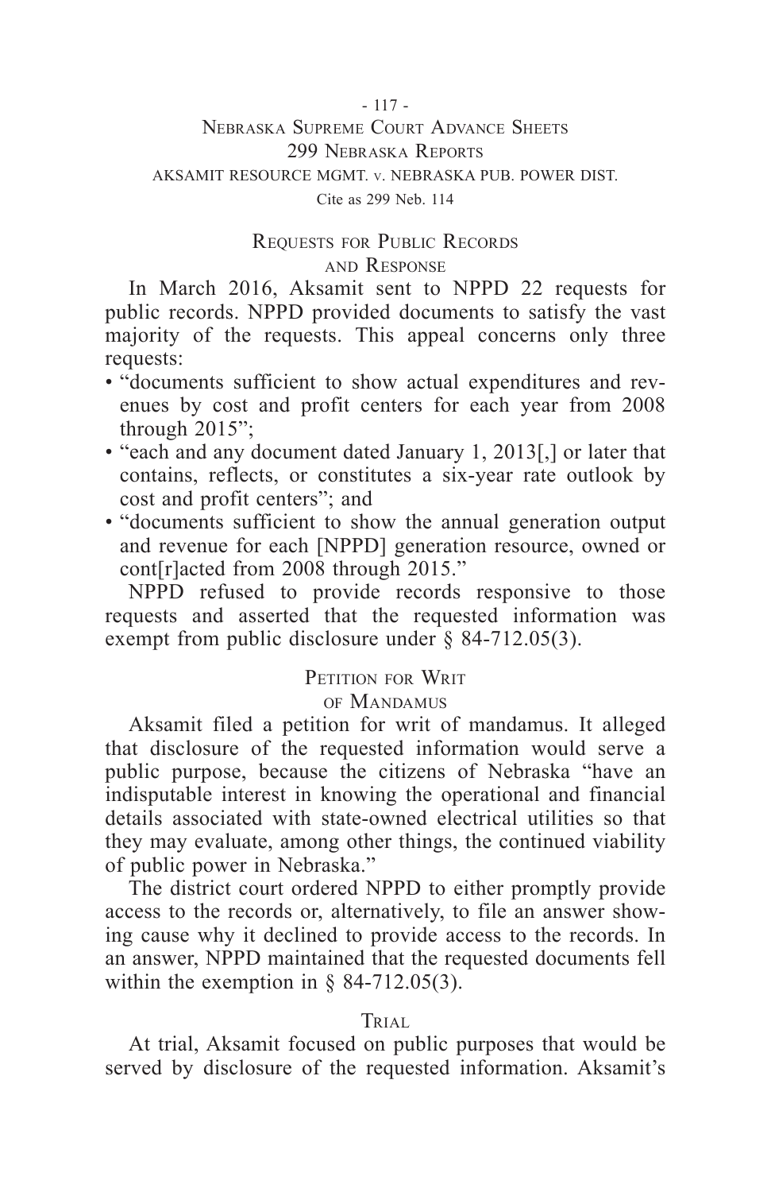### Requests for Public Records and Response

In March 2016, Aksamit sent to NPPD 22 requests for public records. NPPD provided documents to satisfy the vast majority of the requests. This appeal concerns only three requests:

- "documents sufficient to show actual expenditures and revenues by cost and profit centers for each year from 2008 through 2015";
- "each and any document dated January 1, 2013[,] or later that contains, reflects, or constitutes a six-year rate outlook by cost and profit centers"; and
- "documents sufficient to show the annual generation output and revenue for each [NPPD] generation resource, owned or cont[r]acted from 2008 through 2015."

NPPD refused to provide records responsive to those requests and asserted that the requested information was exempt from public disclosure under § 84-712.05(3).

### Petition for Writ of Mandamus

Aksamit filed a petition for writ of mandamus. It alleged that disclosure of the requested information would serve a public purpose, because the citizens of Nebraska "have an indisputable interest in knowing the operational and financial details associated with state-owned electrical utilities so that they may evaluate, among other things, the continued viability of public power in Nebraska."

The district court ordered NPPD to either promptly provide access to the records or, alternatively, to file an answer showing cause why it declined to provide access to the records. In an answer, NPPD maintained that the requested documents fell within the exemption in § 84-712.05(3).

### Trial

At trial, Aksamit focused on public purposes that would be served by disclosure of the requested information. Aksamit's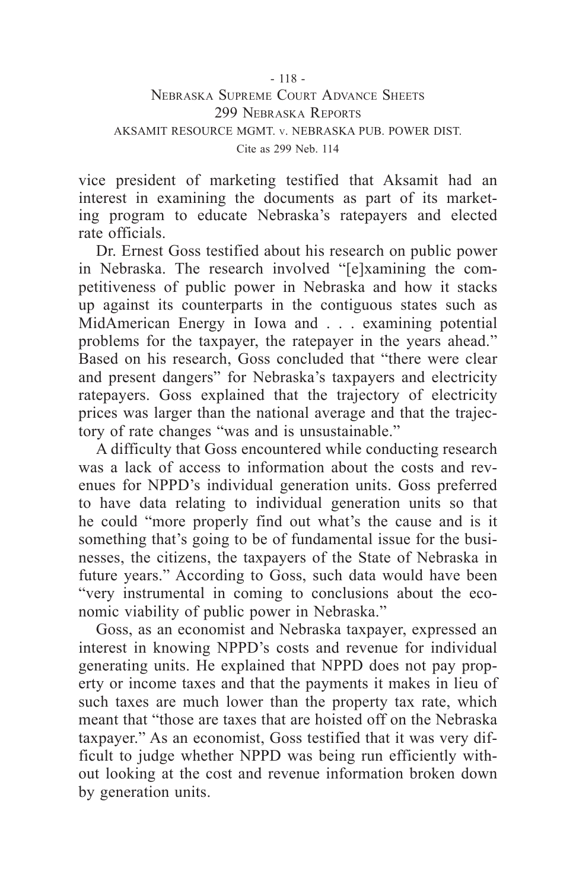vice president of marketing testified that Aksamit had an interest in examining the documents as part of its marketing program to educate Nebraska's ratepayers and elected rate officials.

Dr. Ernest Goss testified about his research on public power in Nebraska. The research involved "[e]xamining the competitiveness of public power in Nebraska and how it stacks up against its counterparts in the contiguous states such as MidAmerican Energy in Iowa and . . . examining potential problems for the taxpayer, the ratepayer in the years ahead." Based on his research, Goss concluded that "there were clear and present dangers" for Nebraska's taxpayers and electricity ratepayers. Goss explained that the trajectory of electricity prices was larger than the national average and that the trajectory of rate changes "was and is unsustainable."

A difficulty that Goss encountered while conducting research was a lack of access to information about the costs and revenues for NPPD's individual generation units. Goss preferred to have data relating to individual generation units so that he could "more properly find out what's the cause and is it something that's going to be of fundamental issue for the businesses, the citizens, the taxpayers of the State of Nebraska in future years." According to Goss, such data would have been "very instrumental in coming to conclusions about the economic viability of public power in Nebraska."

Goss, as an economist and Nebraska taxpayer, expressed an interest in knowing NPPD's costs and revenue for individual generating units. He explained that NPPD does not pay property or income taxes and that the payments it makes in lieu of such taxes are much lower than the property tax rate, which meant that "those are taxes that are hoisted off on the Nebraska taxpayer." As an economist, Goss testified that it was very difficult to judge whether NPPD was being run efficiently without looking at the cost and revenue information broken down by generation units.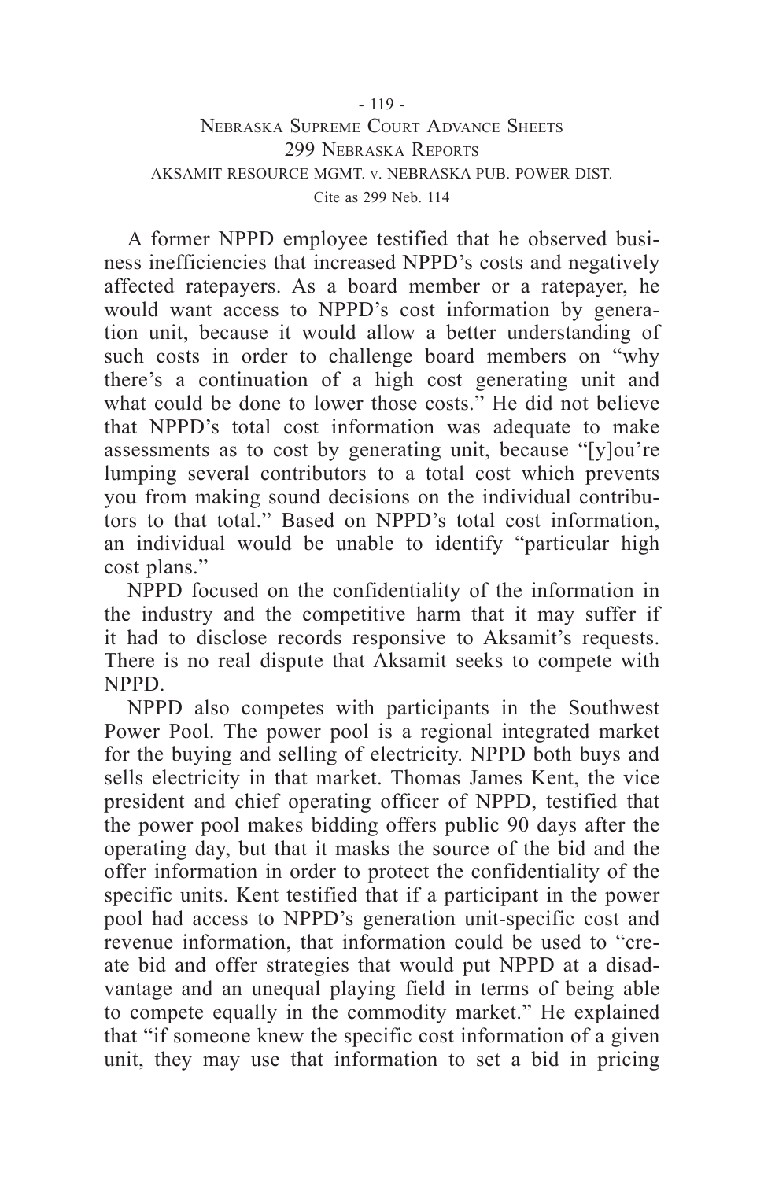A former NPPD employee testified that he observed business inefficiencies that increased NPPD's costs and negatively affected ratepayers. As a board member or a ratepayer, he would want access to NPPD's cost information by generation unit, because it would allow a better understanding of such costs in order to challenge board members on "why there's a continuation of a high cost generating unit and what could be done to lower those costs." He did not believe that NPPD's total cost information was adequate to make assessments as to cost by generating unit, because "[y]ou're lumping several contributors to a total cost which prevents you from making sound decisions on the individual contributors to that total." Based on NPPD's total cost information, an individual would be unable to identify "particular high cost plans."

NPPD focused on the confidentiality of the information in the industry and the competitive harm that it may suffer if it had to disclose records responsive to Aksamit's requests. There is no real dispute that Aksamit seeks to compete with NPPD.

NPPD also competes with participants in the Southwest Power Pool. The power pool is a regional integrated market for the buying and selling of electricity. NPPD both buys and sells electricity in that market. Thomas James Kent, the vice president and chief operating officer of NPPD, testified that the power pool makes bidding offers public 90 days after the operating day, but that it masks the source of the bid and the offer information in order to protect the confidentiality of the specific units. Kent testified that if a participant in the power pool had access to NPPD's generation unit-specific cost and revenue information, that information could be used to "create bid and offer strategies that would put NPPD at a disadvantage and an unequal playing field in terms of being able to compete equally in the commodity market." He explained that "if someone knew the specific cost information of a given unit, they may use that information to set a bid in pricing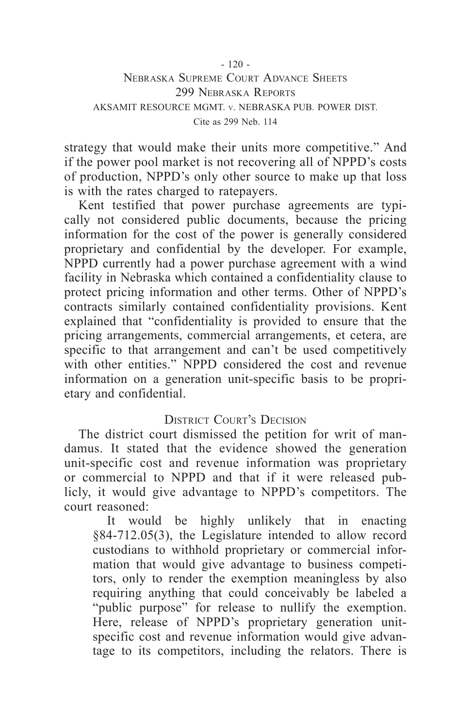strategy that would make their units more competitive." And if the power pool market is not recovering all of NPPD's costs of production, NPPD's only other source to make up that loss is with the rates charged to ratepayers.

Kent testified that power purchase agreements are typically not considered public documents, because the pricing information for the cost of the power is generally considered proprietary and confidential by the developer. For example, NPPD currently had a power purchase agreement with a wind facility in Nebraska which contained a confidentiality clause to protect pricing information and other terms. Other of NPPD's contracts similarly contained confidentiality provisions. Kent explained that "confidentiality is provided to ensure that the pricing arrangements, commercial arrangements, et cetera, are specific to that arrangement and can't be used competitively with other entities." NPPD considered the cost and revenue information on a generation unit-specific basis to be proprietary and confidential.

## District Court's Decision

The district court dismissed the petition for writ of mandamus. It stated that the evidence showed the generation unit-specific cost and revenue information was proprietary or commercial to NPPD and that if it were released publicly, it would give advantage to NPPD's competitors. The court reasoned:

> It would be highly unlikely that in enacting §84-712.05(3), the Legislature intended to allow record custodians to withhold proprietary or commercial information that would give advantage to business competitors, only to render the exemption meaningless by also requiring anything that could conceivably be labeled a "public purpose" for release to nullify the exemption. Here, release of NPPD's proprietary generation unit-specific cost and revenue information would give advantage to its competitors, including the relators. There is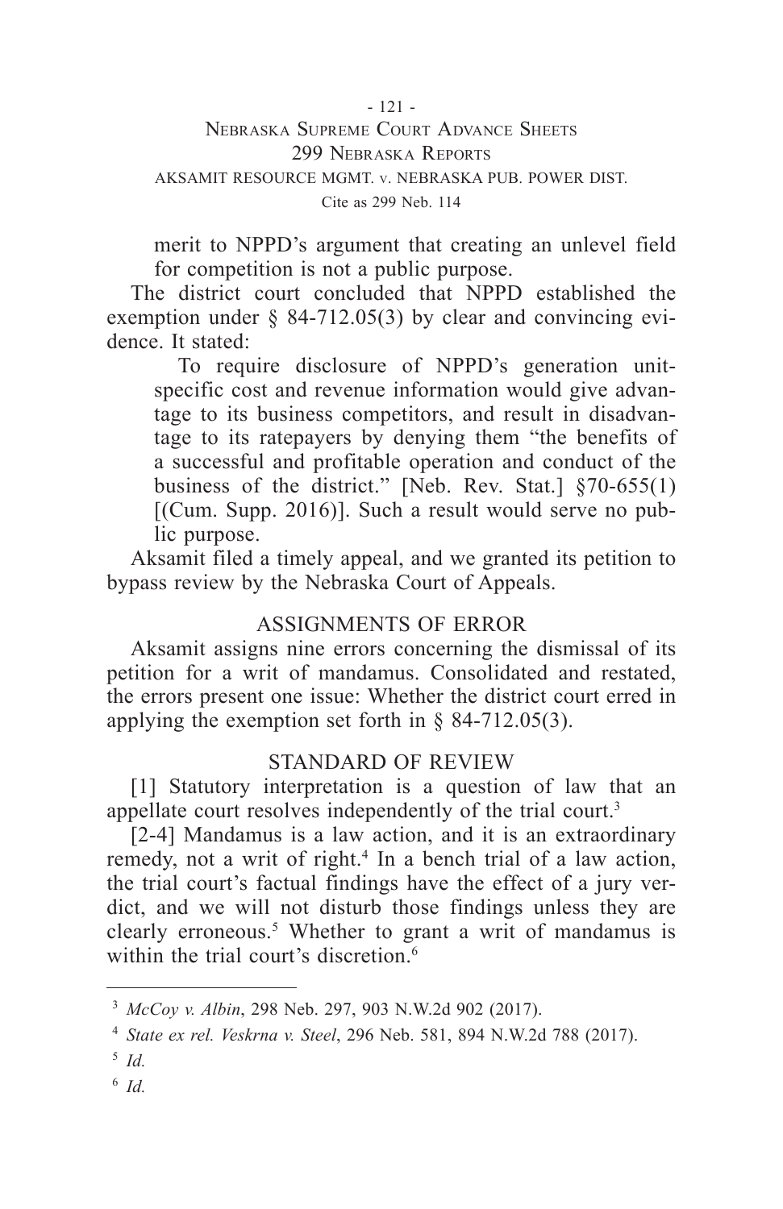merit to NPPD's argument that creating an unlevel field for competition is not a public purpose.

The district court concluded that NPPD established the exemption under § 84-712.05(3) by clear and convincing evidence. It stated:

> To require disclosure of NPPD's generation unit-specific cost and revenue information would give advantage to its business competitors, and result in disadvantage to its ratepayers by denying them "the benefits of a successful and profitable operation and conduct of the business of the district." [Neb. Rev. Stat.] §70-655(1) [(Cum. Supp. 2016)]. Such a result would serve no public purpose.

Aksamit filed a timely appeal, and we granted its petition to bypass review by the Nebraska Court of Appeals.

## ASSIGNMENTS OF ERROR

Aksamit assigns nine errors concerning the dismissal of its petition for a writ of mandamus. Consolidated and restated, the errors present one issue: Whether the district court erred in applying the exemption set forth in § 84-712.05(3).

## STANDARD OF REVIEW

[1] Statutory interpretation is a question of law that an appellate court resolves independently of the trial court.[3]

[2-4] Mandamus is a law action, and it is an extraordinary remedy, not a writ of right.[4] In a bench trial of a law action, the trial court's factual findings have the effect of a jury verdict, and we will not disturb those findings unless they are clearly erroneous.[5] Whether to grant a writ of mandamus is within the trial court's discretion.[6]

---

[3] *McCoy v. Albin*, 298 Neb. 297, 903 N.W.2d 902 (2017).

[4] *State ex rel. Veskrna v. Steel*, 296 Neb. 581, 894 N.W.2d 788 (2017).

[5] *Id.*

[6] *Id.*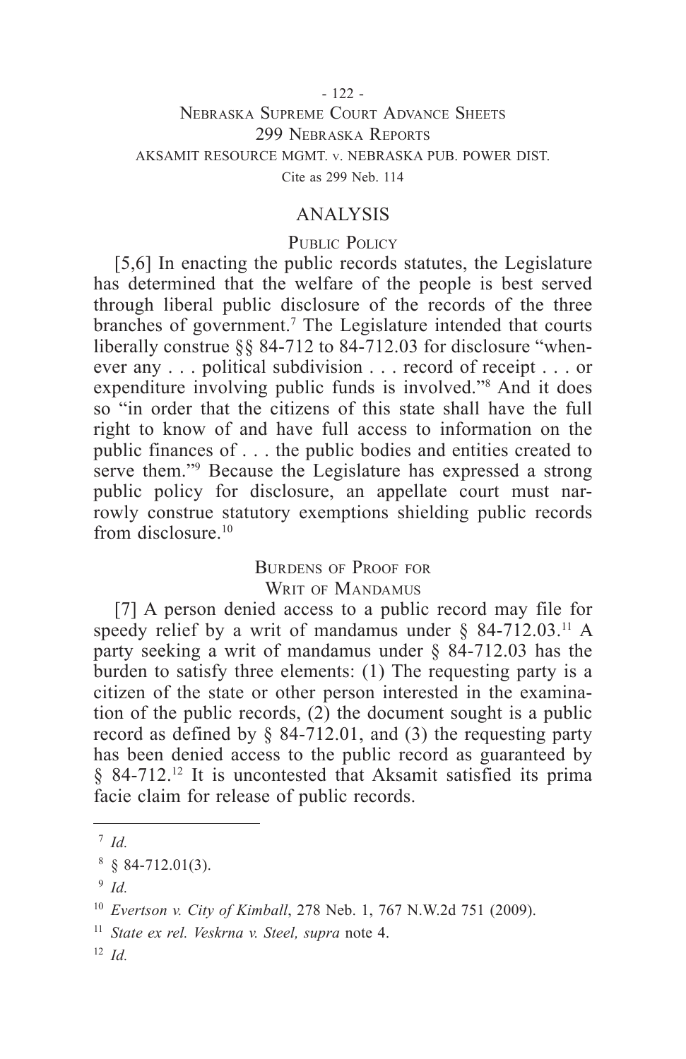## ANALYSIS

### Public Policy

[5,6] In enacting the public records statutes, the Legislature has determined that the welfare of the people is best served through liberal public disclosure of the records of the three branches of government.[7] The Legislature intended that courts liberally construe §§ 84-712 to 84-712.03 for disclosure "whenever any . . . political subdivision . . . record of receipt . . . or expenditure involving public funds is involved."[8] And it does so "in order that the citizens of this state shall have the full right to know of and have full access to information on the public finances of . . . the public bodies and entities created to serve them."[9] Because the Legislature has expressed a strong public policy for disclosure, an appellate court must narrowly construe statutory exemptions shielding public records from disclosure.[10]

### Burdens of Proof for Writ of Mandamus

[7] A person denied access to a public record may file for speedy relief by a writ of mandamus under § 84-712.03.[11] A party seeking a writ of mandamus under § 84-712.03 has the burden to satisfy three elements: (1) The requesting party is a citizen of the state or other person interested in the examination of the public records, (2) the document sought is a public record as defined by § 84-712.01, and (3) the requesting party has been denied access to the public record as guaranteed by § 84-712.[12] It is uncontested that Aksamit satisfied its prima facie claim for release of public records.

---

[7] *Id.*

[8] § 84-712.01(3).

[9] *Id.*

[10] *Evertson v. City of Kimball*, 278 Neb. 1, 767 N.W.2d 751 (2009).

[11] *State ex rel. Veskrna v. Steel, supra* note 4.

[12] *Id.*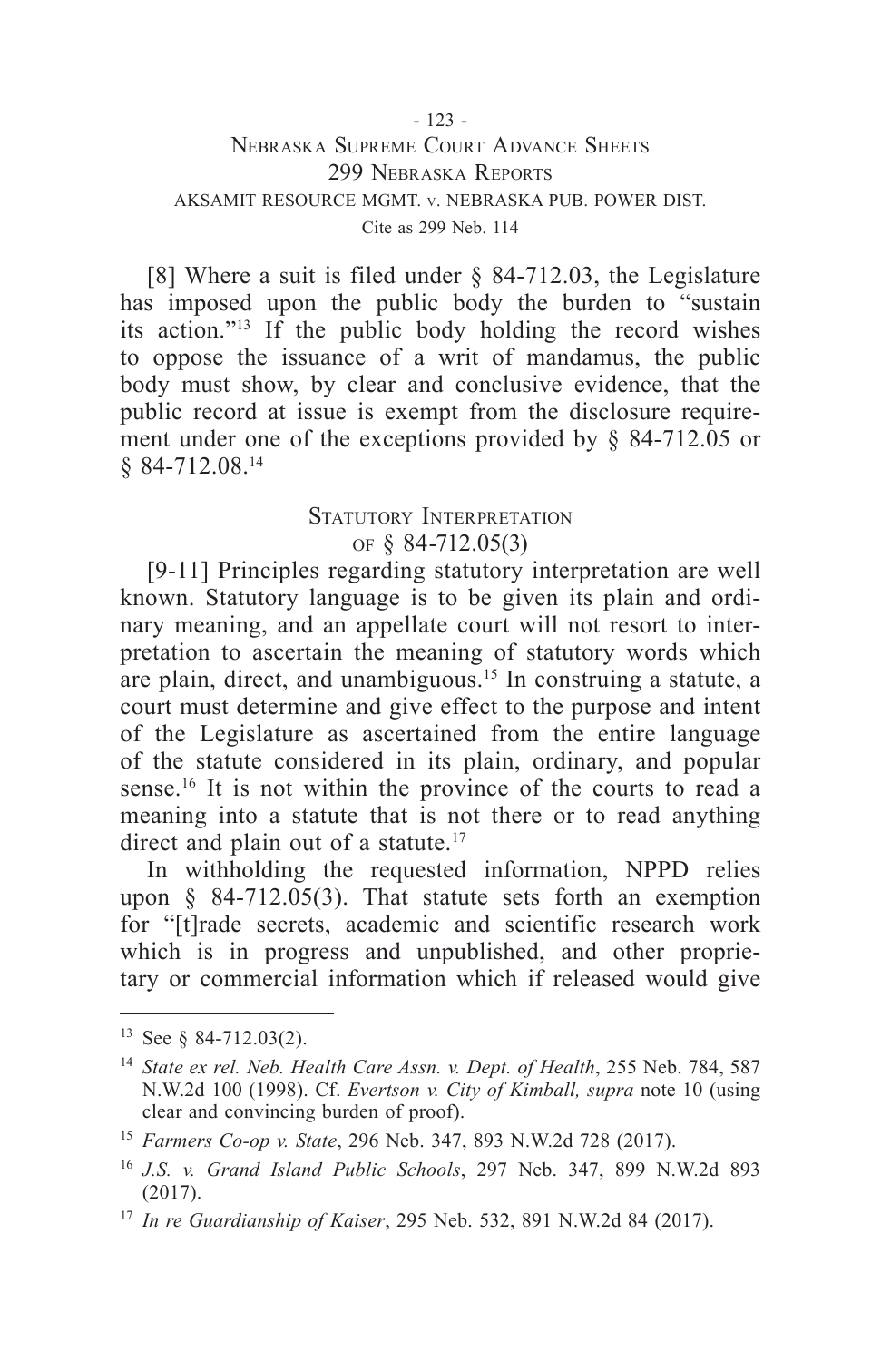[8] Where a suit is filed under § 84-712.03, the Legislature has imposed upon the public body the burden to "sustain its action."[13] If the public body holding the record wishes to oppose the issuance of a writ of mandamus, the public body must show, by clear and conclusive evidence, that the public record at issue is exempt from the disclosure requirement under one of the exceptions provided by § 84-712.05 or § 84-712.08.[14]

## Statutory Interpretation of § 84-712.05(3)

[9-11] Principles regarding statutory interpretation are well known. Statutory language is to be given its plain and ordinary meaning, and an appellate court will not resort to interpretation to ascertain the meaning of statutory words which are plain, direct, and unambiguous.[15] In construing a statute, a court must determine and give effect to the purpose and intent of the Legislature as ascertained from the entire language of the statute considered in its plain, ordinary, and popular sense.[16] It is not within the province of the courts to read a meaning into a statute that is not there or to read anything direct and plain out of a statute.[17]

In withholding the requested information, NPPD relies upon § 84-712.05(3). That statute sets forth an exemption for "[t]rade secrets, academic and scientific research work which is in progress and unpublished, and other proprietary or commercial information which if released would give

---

[13] See § 84-712.03(2).

[14] *State ex rel. Neb. Health Care Assn. v. Dept. of Health*, 255 Neb. 784, 587 N.W.2d 100 (1998). Cf. *Evertson v. City of Kimball, supra* note 10 (using clear and convincing burden of proof).

[15] *Farmers Co-op v. State*, 296 Neb. 347, 893 N.W.2d 728 (2017).

[16] *J.S. v. Grand Island Public Schools*, 297 Neb. 347, 899 N.W.2d 893 (2017).

[17] *In re Guardianship of Kaiser*, 295 Neb. 532, 891 N.W.2d 84 (2017).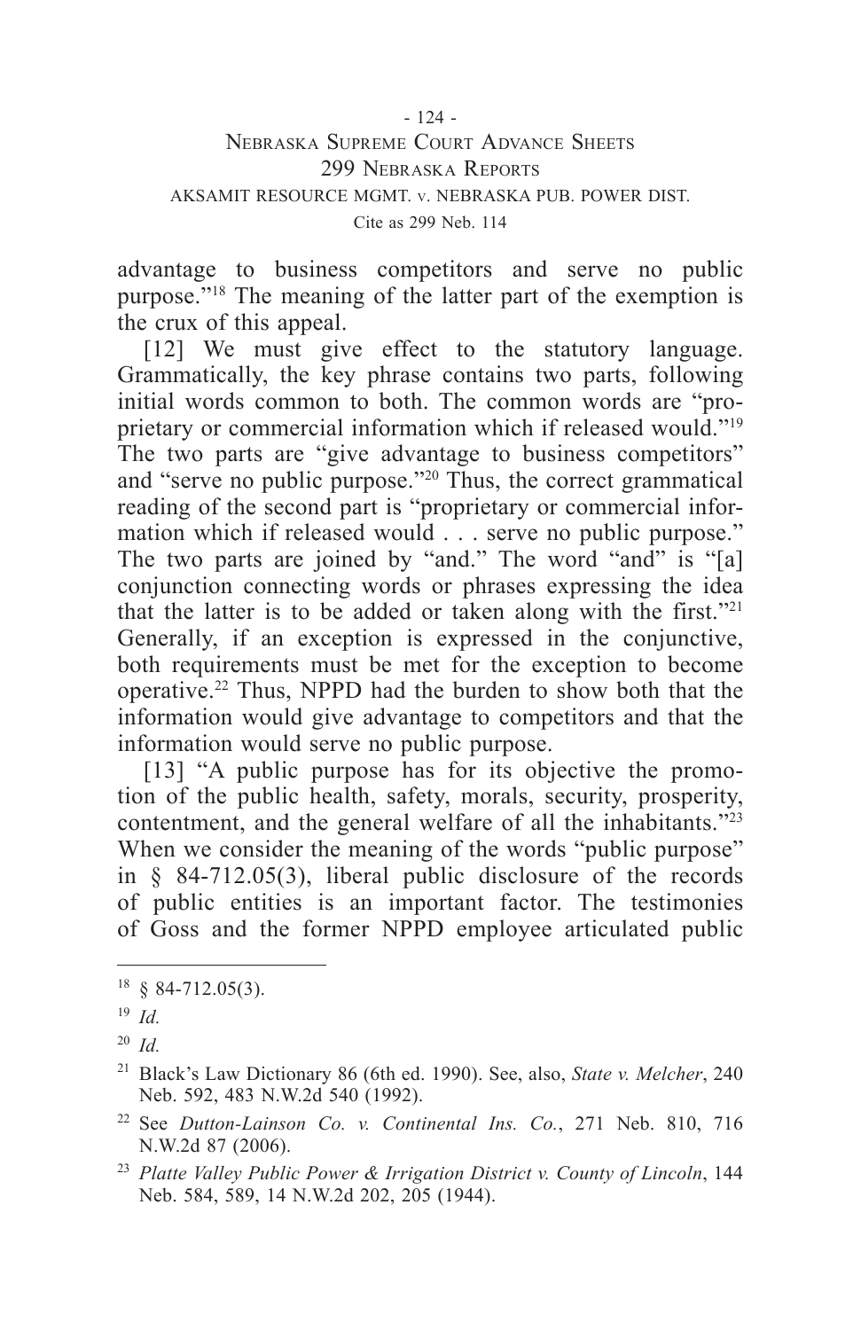advantage to business competitors and serve no public purpose."[18] The meaning of the latter part of the exemption is the crux of this appeal.

[12] We must give effect to the statutory language. Grammatically, the key phrase contains two parts, following initial words common to both. The common words are "proprietary or commercial information which if released would."[19] The two parts are "give advantage to business competitors" and "serve no public purpose."[20] Thus, the correct grammatical reading of the second part is "proprietary or commercial information which if released would . . . serve no public purpose." The two parts are joined by "and." The word "and" is "[a] conjunction connecting words or phrases expressing the idea that the latter is to be added or taken along with the first."[21] Generally, if an exception is expressed in the conjunctive, both requirements must be met for the exception to become operative.[22] Thus, NPPD had the burden to show both that the information would give advantage to competitors and that the information would serve no public purpose.

[13] "A public purpose has for its objective the promotion of the public health, safety, morals, security, prosperity, contentment, and the general welfare of all the inhabitants."[23] When we consider the meaning of the words "public purpose" in § 84-712.05(3), liberal public disclosure of the records of public entities is an important factor. The testimonies of Goss and the former NPPD employee articulated public

---

[18] § 84-712.05(3).

[19] *Id.*

[20] *Id.*

[21] Black's Law Dictionary 86 (6th ed. 1990). See, also, *State v. Melcher*, 240 Neb. 592, 483 N.W.2d 540 (1992).

[22] See *Dutton-Lainson Co. v. Continental Ins. Co.*, 271 Neb. 810, 716 N.W.2d 87 (2006).

[23] *Platte Valley Public Power & Irrigation District v. County of Lincoln*, 144 Neb. 584, 589, 14 N.W.2d 202, 205 (1944).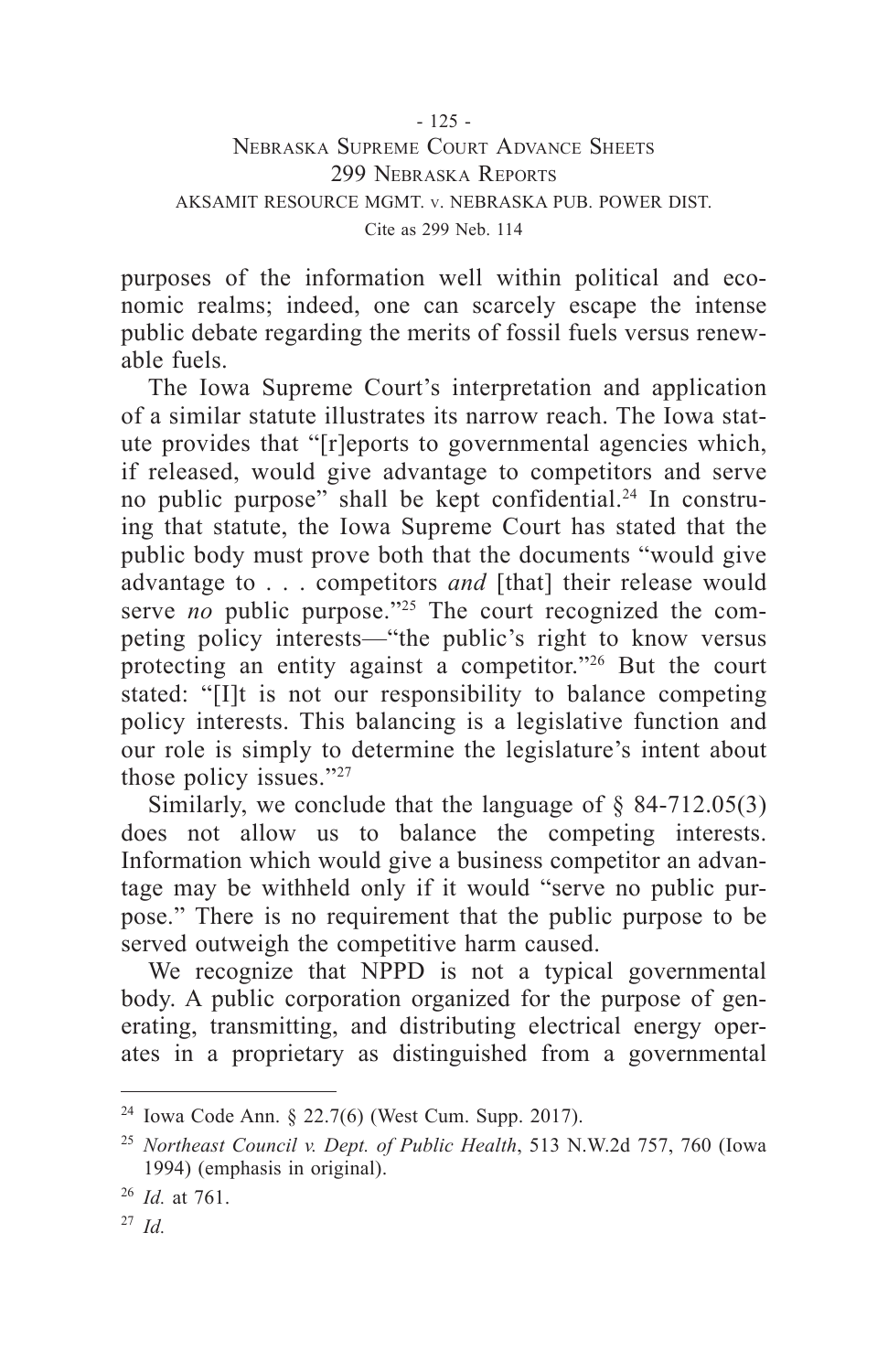purposes of the information well within political and economic realms; indeed, one can scarcely escape the intense public debate regarding the merits of fossil fuels versus renewable fuels.

The Iowa Supreme Court's interpretation and application of a similar statute illustrates its narrow reach. The Iowa statute provides that "[r]eports to governmental agencies which, if released, would give advantage to competitors and serve no public purpose" shall be kept confidential.[24] In construing that statute, the Iowa Supreme Court has stated that the public body must prove both that the documents "would give advantage to . . . competitors *and* [that] their release would serve *no* public purpose."[25] The court recognized the competing policy interests—"the public's right to know versus protecting an entity against a competitor."[26] But the court stated: "[I]t is not our responsibility to balance competing policy interests. This balancing is a legislative function and our role is simply to determine the legislature's intent about those policy issues."[27]

Similarly, we conclude that the language of § 84-712.05(3) does not allow us to balance the competing interests. Information which would give a business competitor an advantage may be withheld only if it would "serve no public purpose." There is no requirement that the public purpose to be served outweigh the competitive harm caused.

We recognize that NPPD is not a typical governmental body. A public corporation organized for the purpose of generating, transmitting, and distributing electrical energy operates in a proprietary as distinguished from a governmental

---

[24] Iowa Code Ann. § 22.7(6) (West Cum. Supp. 2017).

[25] *Northeast Council v. Dept. of Public Health*, 513 N.W.2d 757, 760 (Iowa 1994) (emphasis in original).

[26] *Id.* at 761.

[27] *Id.*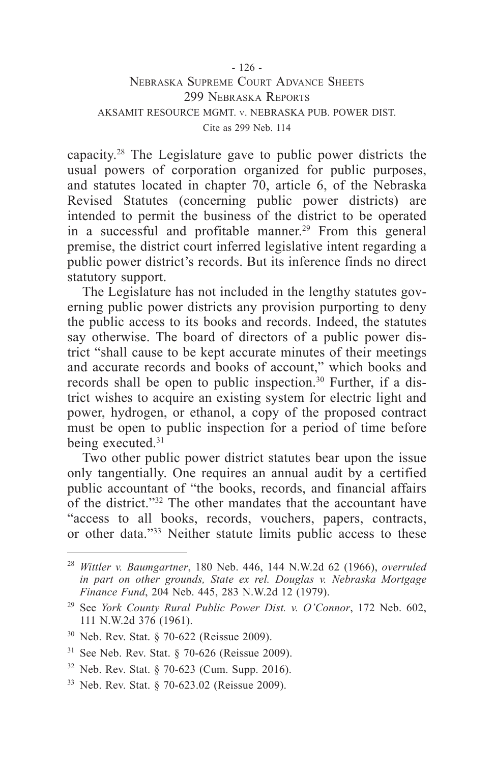capacity.[28] The Legislature gave to public power districts the usual powers of corporation organized for public purposes, and statutes located in chapter 70, article 6, of the Nebraska Revised Statutes (concerning public power districts) are intended to permit the business of the district to be operated in a successful and profitable manner.[29] From this general premise, the district court inferred legislative intent regarding a public power district's records. But its inference finds no direct statutory support.

The Legislature has not included in the lengthy statutes governing public power districts any provision purporting to deny the public access to its books and records. Indeed, the statutes say otherwise. The board of directors of a public power district "shall cause to be kept accurate minutes of their meetings and accurate records and books of account," which books and records shall be open to public inspection.[30] Further, if a district wishes to acquire an existing system for electric light and power, hydrogen, or ethanol, a copy of the proposed contract must be open to public inspection for a period of time before being executed.[31]

Two other public power district statutes bear upon the issue only tangentially. One requires an annual audit by a certified public accountant of "the books, records, and financial affairs of the district."[32] The other mandates that the accountant have "access to all books, records, vouchers, papers, contracts, or other data."[33] Neither statute limits public access to these

---

[28] *Wittler v. Baumgartner*, 180 Neb. 446, 144 N.W.2d 62 (1966), *overruled in part on other grounds, State ex rel. Douglas v. Nebraska Mortgage Finance Fund*, 204 Neb. 445, 283 N.W.2d 12 (1979).

[29] See *York County Rural Public Power Dist. v. O'Connor*, 172 Neb. 602, 111 N.W.2d 376 (1961).

[30] Neb. Rev. Stat. § 70-622 (Reissue 2009).

[31] See Neb. Rev. Stat. § 70-626 (Reissue 2009).

[32] Neb. Rev. Stat. § 70-623 (Cum. Supp. 2016).

[33] Neb. Rev. Stat. § 70-623.02 (Reissue 2009).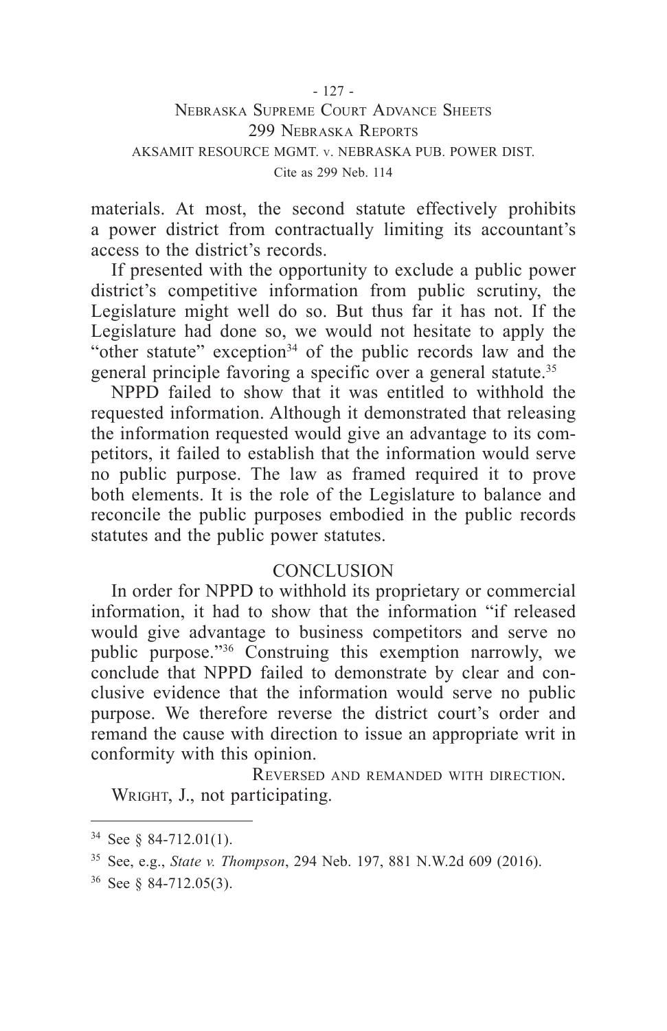materials. At most, the second statute effectively prohibits a power district from contractually limiting its accountant's access to the district's records.

If presented with the opportunity to exclude a public power district's competitive information from public scrutiny, the Legislature might well do so. But thus far it has not. If the Legislature had done so, we would not hesitate to apply the "other statute" exception[34] of the public records law and the general principle favoring a specific over a general statute.[35]

NPPD failed to show that it was entitled to withhold the requested information. Although it demonstrated that releasing the information requested would give an advantage to its competitors, it failed to establish that the information would serve no public purpose. The law as framed required it to prove both elements. It is the role of the Legislature to balance and reconcile the public purposes embodied in the public records statutes and the public power statutes.

## CONCLUSION

In order for NPPD to withhold its proprietary or commercial information, it had to show that the information "if released would give advantage to business competitors and serve no public purpose."[36] Construing this exemption narrowly, we conclude that NPPD failed to demonstrate by clear and conclusive evidence that the information would serve no public purpose. We therefore reverse the district court's order and remand the cause with direction to issue an appropriate writ in conformity with this opinion.

Reversed and remanded with direction.

Wright, J., not participating.

---

[34] See § 84-712.01(1).

[35] See, e.g., *State v. Thompson*, 294 Neb. 197, 881 N.W.2d 609 (2016).

[36] See § 84-712.05(3).